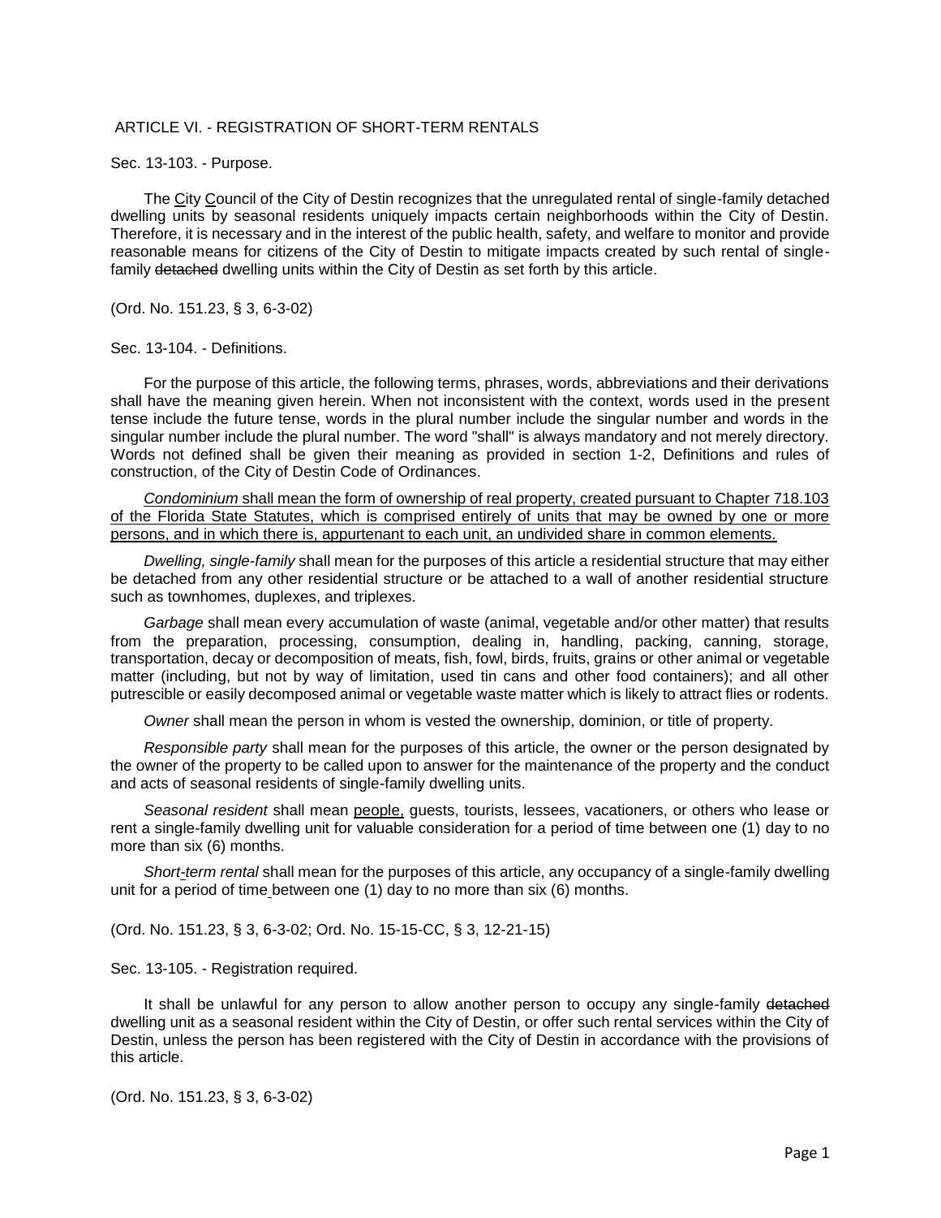ARTICLE VI. - REGISTRATION OF SHORT-TERM RENTALS

Sec. 13-103. - Purpose.

The <u>C</u>ity <u>C</u>ouncil of the City of Destin recognizes that the unregulated rental of single-family detached dwelling units by seasonal residents uniquely impacts certain neighborhoods within the City of Destin. Therefore, it is necessary and in the interest of the public health, safety, and welfare to monitor and provide reasonable means for citizens of the City of Destin to mitigate impacts created by such rental of single-family ~~detached~~ dwelling units within the City of Destin as set forth by this article.

(Ord. No. 151.23, § 3, 6-3-02)

Sec. 13-104. - Definitions.

For the purpose of this article, the following terms, phrases, words, abbreviations and their derivations shall have the meaning given herein. When not inconsistent with the context, words used in the present tense include the future tense, words in the plural number include the singular number and words in the singular number include the plural number. The word "shall" is always mandatory and not merely directory. Words not defined shall be given their meaning as provided in section 1-2, Definitions and rules of construction, of the City of Destin Code of Ordinances.

<u>*Condominium* shall mean the form of ownership of real property, created pursuant to Chapter 718.103 of the Florida State Statutes, which is comprised entirely of units that may be owned by one or more persons, and in which there is, appurtenant to each unit, an undivided share in common elements.</u>

*Dwelling, single-family* shall mean for the purposes of this article a residential structure that may either be detached from any other residential structure or be attached to a wall of another residential structure such as townhomes, duplexes, and triplexes.

*Garbage* shall mean every accumulation of waste (animal, vegetable and/or other matter) that results from the preparation, processing, consumption, dealing in, handling, packing, canning, storage, transportation, decay or decomposition of meats, fish, fowl, birds, fruits, grains or other animal or vegetable matter (including, but not by way of limitation, used tin cans and other food containers); and all other putrescible or easily decomposed animal or vegetable waste matter which is likely to attract flies or rodents.

*Owner* shall mean the person in whom is vested the ownership, dominion, or title of property.

*Responsible party* shall mean for the purposes of this article, the owner or the person designated by the owner of the property to be called upon to answer for the maintenance of the property and the conduct and acts of seasonal residents of single-family dwelling units.

*Seasonal resident* shall mean <u>people,</u> guests, tourists, lessees, vacationers, or others who lease or rent a single-family dwelling unit for valuable consideration for a period of time between one (1) day to no more than six (6) months.

*Short<u>-</u>term rental* shall mean for the purposes of this article, any occupancy of a single-family dwelling unit for a period of time<u> </u>between one (1) day to no more than six (6) months.

(Ord. No. 151.23, § 3, 6-3-02; Ord. No. 15-15-CC, § 3, 12-21-15)

Sec. 13-105. - Registration required.

It shall be unlawful for any person to allow another person to occupy any single-family ~~detached~~ dwelling unit as a seasonal resident within the City of Destin, or offer such rental services within the City of Destin, unless the person has been registered with the City of Destin in accordance with the provisions of this article.

(Ord. No. 151.23, § 3, 6-3-02)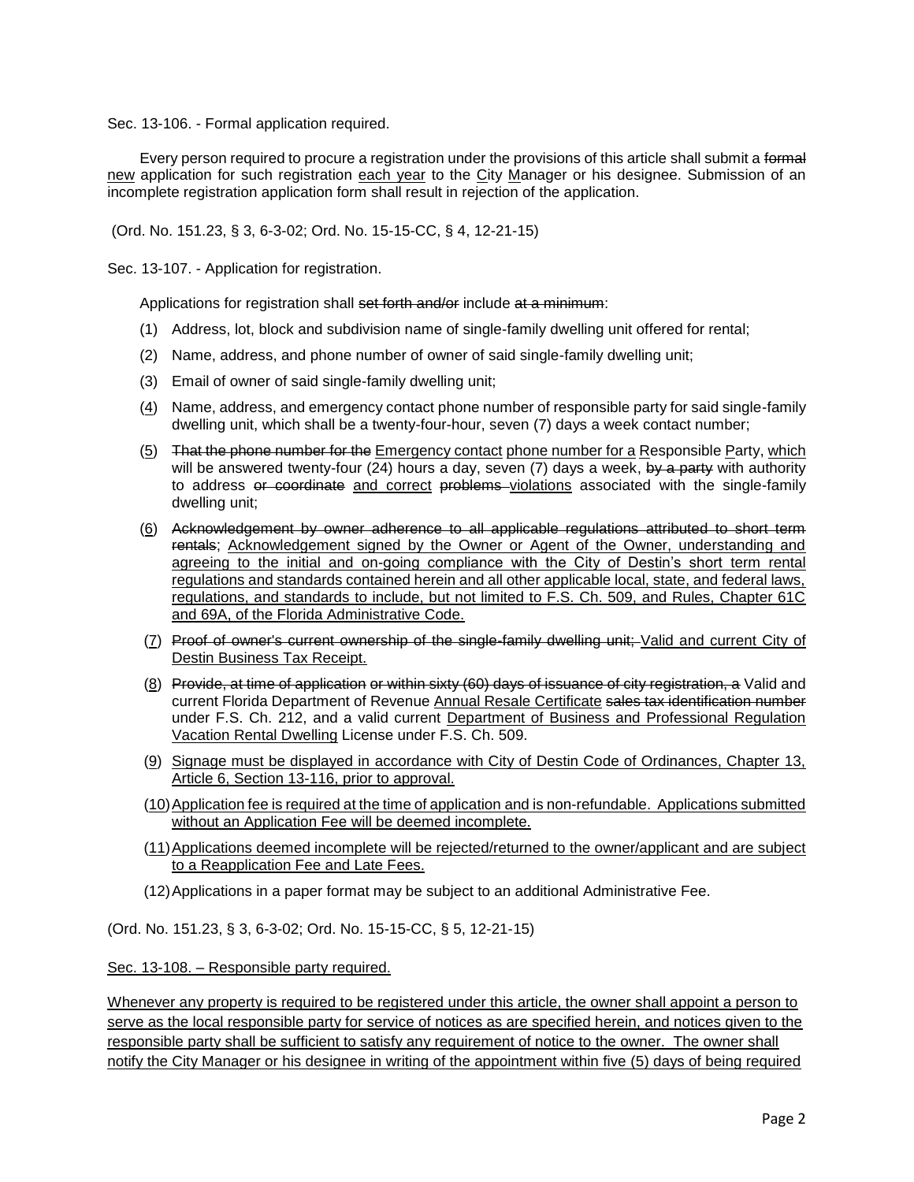Sec. 13-106. - Formal application required.

Every person required to procure a registration under the provisions of this article shall submit a ~~formal~~ <u>new</u> application for such registration <u>each year</u> to the <u>C</u>ity <u>M</u>anager or his designee. Submission of an incomplete registration application form shall result in rejection of the application.

(Ord. No. 151.23, § 3, 6-3-02; Ord. No. 15-15-CC, § 4, 12-21-15)

Sec. 13-107. - Application for registration.

Applications for registration shall ~~set forth and/or~~ include ~~at a minimum~~:

(1) Address, lot, block and subdivision name of single-family dwelling unit offered for rental;

(2) Name, address, and phone number of owner of said single-family dwelling unit;

(3) Email of owner of said single-family dwelling unit;

(<u>4</u>) Name, address, and emergency contact phone number of responsible party for said single-family dwelling unit, which shall be a twenty-four-hour, seven (7) days a week contact number;

(<u>5</u>) ~~That the phone number for the~~ <u>Emergency contact</u> <u>phone number for a</u> <u>R</u>esponsible <u>P</u>arty, <u>which</u> will be answered twenty-four (24) hours a day, seven (7) days a week, ~~by a party~~ with authority to address ~~or coordinate~~ <u>and correct</u> ~~problems~~ <u>violations</u> associated with the single-family dwelling unit;

(<u>6</u>) ~~Acknowledgement by owner adherence to all applicable regulations attributed to short term rentals~~; <u>Acknowledgement signed by the Owner or Agent of the Owner, understanding and agreeing to the initial and on-going compliance with the City of Destin's short term rental regulations and standards contained herein and all other applicable local, state, and federal laws, regulations, and standards to include, but not limited to F.S. Ch. 509, and Rules, Chapter 61C and 69A, of the Florida Administrative Code.</u>

(<u>7</u>) ~~Proof of owner's current ownership of the single-family dwelling unit;~~ <u>Valid and current City of Destin Business Tax Receipt.</u>

(<u>8</u>) ~~Provide, at time of application or within sixty (60) days of issuance of city registration, a~~ Valid and current Florida Department of Revenue <u>Annual Resale Certificate</u> ~~sales tax identification number~~ under F.S. Ch. 212, and a valid current <u>Department of Business and Professional Regulation Vacation Rental Dwelling</u> License under F.S. Ch. 509.

(<u>9</u>) <u>Signage must be displayed in accordance with City of Destin Code of Ordinances, Chapter 13, Article 6, Section 13-116, prior to approval.</u>

(<u>10</u>) <u>Application fee is required at the time of application and is non-refundable. Applications submitted without an Application Fee will be deemed incomplete.</u>

(<u>11</u>) <u>Applications deemed incomplete will be rejected/returned to the owner/applicant and are subject to a Reapplication Fee and Late Fees.</u>

(12) Applications in a paper format may be subject to an additional Administrative Fee.

(Ord. No. 151.23, § 3, 6-3-02; Ord. No. 15-15-CC, § 5, 12-21-15)

<u>Sec. 13-108. – Responsible party required.</u>

<u>Whenever any property is required to be registered under this article, the owner shall appoint a person to serve as the local responsible party for service of notices as are specified herein, and notices given to the responsible party shall be sufficient to satisfy any requirement of notice to the owner. The owner shall notify the City Manager or his designee in writing of the appointment within five (5) days of being required</u>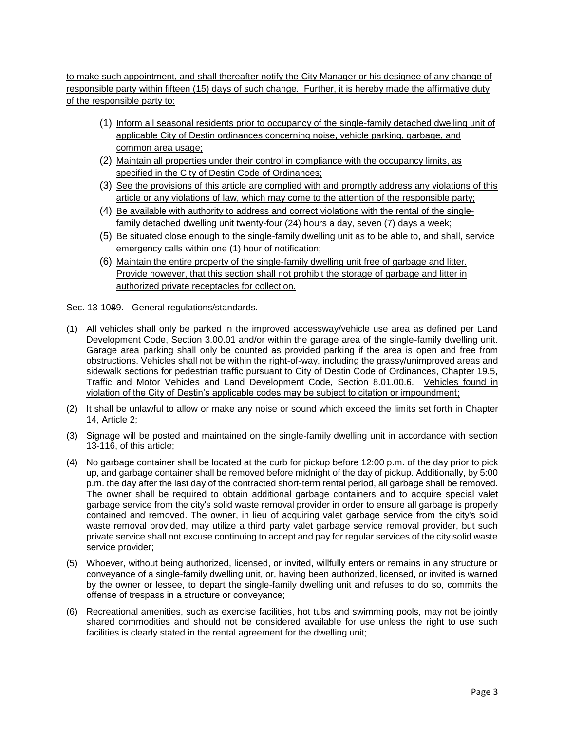to make such appointment, and shall thereafter notify the City Manager or his designee of any change of responsible party within fifteen (15) days of such change. Further, it is hereby made the affirmative duty of the responsible party to:

(1) Inform all seasonal residents prior to occupancy of the single-family detached dwelling unit of applicable City of Destin ordinances concerning noise, vehicle parking, garbage, and common area usage;

(2) Maintain all properties under their control in compliance with the occupancy limits, as specified in the City of Destin Code of Ordinances;

(3) See the provisions of this article are complied with and promptly address any violations of this article or any violations of law, which may come to the attention of the responsible party;

(4) Be available with authority to address and correct violations with the rental of the single-family detached dwelling unit twenty-four (24) hours a day, seven (7) days a week;

(5) Be situated close enough to the single-family dwelling unit as to be able to, and shall, service emergency calls within one (1) hour of notification;

(6) Maintain the entire property of the single-family dwelling unit free of garbage and litter. Provide however, that this section shall not prohibit the storage of garbage and litter in authorized private receptacles for collection.

Sec. 13-1089. - General regulations/standards.

(1) All vehicles shall only be parked in the improved accessway/vehicle use area as defined per Land Development Code, Section 3.00.01 and/or within the garage area of the single-family dwelling unit. Garage area parking shall only be counted as provided parking if the area is open and free from obstructions. Vehicles shall not be within the right-of-way, including the grassy/unimproved areas and sidewalk sections for pedestrian traffic pursuant to City of Destin Code of Ordinances, Chapter 19.5, Traffic and Motor Vehicles and Land Development Code, Section 8.01.00.6. Vehicles found in violation of the City of Destin's applicable codes may be subject to citation or impoundment;

(2) It shall be unlawful to allow or make any noise or sound which exceed the limits set forth in Chapter 14, Article 2;

(3) Signage will be posted and maintained on the single-family dwelling unit in accordance with section 13-116, of this article;

(4) No garbage container shall be located at the curb for pickup before 12:00 p.m. of the day prior to pick up, and garbage container shall be removed before midnight of the day of pickup. Additionally, by 5:00 p.m. the day after the last day of the contracted short-term rental period, all garbage shall be removed. The owner shall be required to obtain additional garbage containers and to acquire special valet garbage service from the city's solid waste removal provider in order to ensure all garbage is properly contained and removed. The owner, in lieu of acquiring valet garbage service from the city's solid waste removal provided, may utilize a third party valet garbage service removal provider, but such private service shall not excuse continuing to accept and pay for regular services of the city solid waste service provider;

(5) Whoever, without being authorized, licensed, or invited, willfully enters or remains in any structure or conveyance of a single-family dwelling unit, or, having been authorized, licensed, or invited is warned by the owner or lessee, to depart the single-family dwelling unit and refuses to do so, commits the offense of trespass in a structure or conveyance;

(6) Recreational amenities, such as exercise facilities, hot tubs and swimming pools, may not be jointly shared commodities and should not be considered available for use unless the right to use such facilities is clearly stated in the rental agreement for the dwelling unit;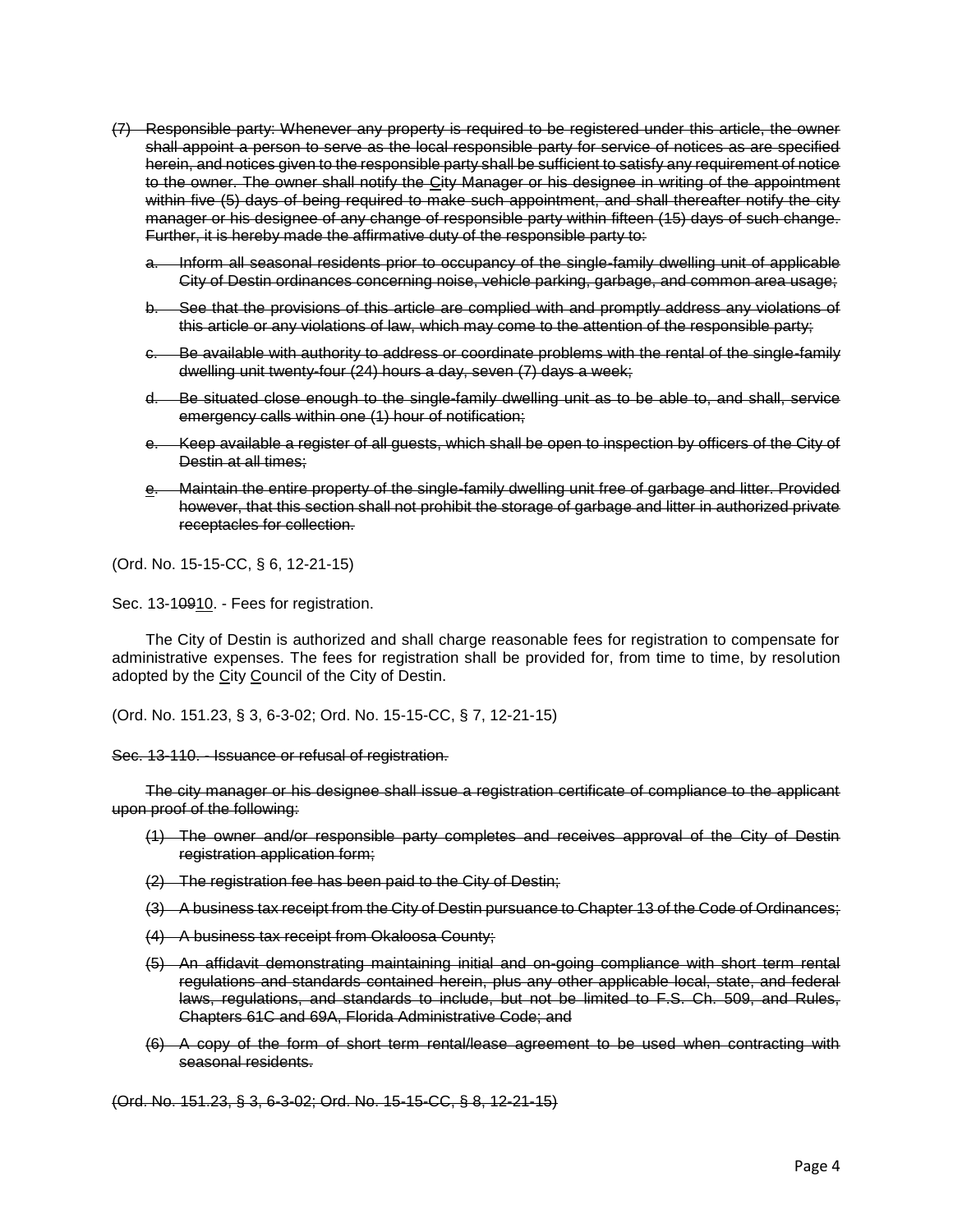~~(7) Responsible party: Whenever any property is required to be registered under this article, the owner shall appoint a person to serve as the local responsible party for service of notices as are specified herein, and notices given to the responsible party shall be sufficient to satisfy any requirement of notice to the owner. The owner shall notify the City Manager or his designee in writing of the appointment within five (5) days of being required to make such appointment, and shall thereafter notify the city manager or his designee of any change of responsible party within fifteen (15) days of such change. Further, it is hereby made the affirmative duty of the responsible party to:~~

~~a. Inform all seasonal residents prior to occupancy of the single-family dwelling unit of applicable City of Destin ordinances concerning noise, vehicle parking, garbage, and common area usage;~~

~~b. See that the provisions of this article are complied with and promptly address any violations of this article or any violations of law, which may come to the attention of the responsible party;~~

~~c. Be available with authority to address or coordinate problems with the rental of the single-family dwelling unit twenty-four (24) hours a day, seven (7) days a week;~~

~~d. Be situated close enough to the single-family dwelling unit as to be able to, and shall, service emergency calls within one (1) hour of notification;~~

~~e. Keep available a register of all guests, which shall be open to inspection by officers of the City of Destin at all times;~~

~~e. Maintain the entire property of the single-family dwelling unit free of garbage and litter. Provided however, that this section shall not prohibit the storage of garbage and litter in authorized private receptacles for collection.~~

(Ord. No. 15-15-CC, § 6, 12-21-15)

Sec. 13-~~109~~10. - Fees for registration.

The City of Destin is authorized and shall charge reasonable fees for registration to compensate for administrative expenses. The fees for registration shall be provided for, from time to time, by resolution adopted by the City Council of the City of Destin.

(Ord. No. 151.23, § 3, 6-3-02; Ord. No. 15-15-CC, § 7, 12-21-15)

~~Sec. 13-110. - Issuance or refusal of registration.~~

~~The city manager or his designee shall issue a registration certificate of compliance to the applicant upon proof of the following:~~

~~(1) The owner and/or responsible party completes and receives approval of the City of Destin registration application form;~~

~~(2) The registration fee has been paid to the City of Destin;~~

~~(3) A business tax receipt from the City of Destin pursuance to Chapter 13 of the Code of Ordinances;~~

~~(4) A business tax receipt from Okaloosa County;~~

~~(5) An affidavit demonstrating maintaining initial and on-going compliance with short term rental regulations and standards contained herein, plus any other applicable local, state, and federal laws, regulations, and standards to include, but not be limited to F.S. Ch. 509, and Rules, Chapters 61C and 69A, Florida Administrative Code; and~~

~~(6) A copy of the form of short term rental/lease agreement to be used when contracting with seasonal residents.~~

~~(Ord. No. 151.23, § 3, 6-3-02; Ord. No. 15-15-CC, § 8, 12-21-15)~~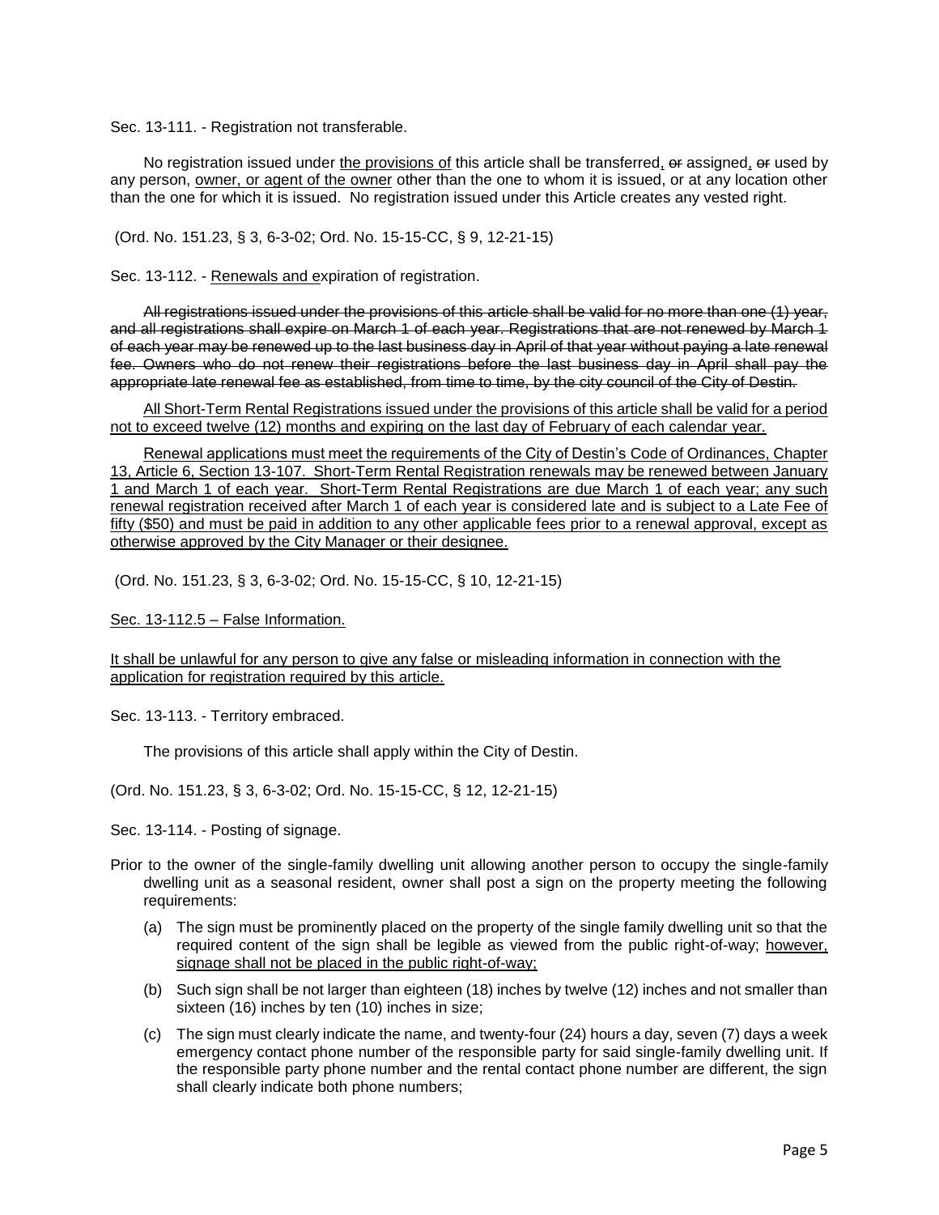Sec. 13-111. - Registration not transferable.

No registration issued under <u>the provisions of</u> this article shall be transferred<u>,</u> ~~or~~ assigned<u>,</u> ~~or~~ used by any person, <u>owner, or agent of the owner</u> other than the one to whom it is issued, or at any location other than the one for which it is issued. No registration issued under this Article creates any vested right.

(Ord. No. 151.23, § 3, 6-3-02; Ord. No. 15-15-CC, § 9, 12-21-15)

Sec. 13-112. - <u>Renewals and e</u>xpiration of registration.

~~All registrations issued under the provisions of this article shall be valid for no more than one (1) year, and all registrations shall expire on March 1 of each year. Registrations that are not renewed by March 1 of each year may be renewed up to the last business day in April of that year without paying a late renewal fee. Owners who do not renew their registrations before the last business day in April shall pay the appropriate late renewal fee as established, from time to time, by the city council of the City of Destin.~~

<u>All Short-Term Rental Registrations issued under the provisions of this article shall be valid for a period not to exceed twelve (12) months and expiring on the last day of February of each calendar year.</u>

<u>Renewal applications must meet the requirements of the City of Destin's Code of Ordinances, Chapter 13, Article 6, Section 13-107. Short-Term Rental Registration renewals may be renewed between January 1 and March 1 of each year. Short-Term Rental Registrations are due March 1 of each year; any such renewal registration received after March 1 of each year is considered late and is subject to a Late Fee of fifty ($50) and must be paid in addition to any other applicable fees prior to a renewal approval, except as otherwise approved by the City Manager or their designee.</u>

(Ord. No. 151.23, § 3, 6-3-02; Ord. No. 15-15-CC, § 10, 12-21-15)

<u>Sec. 13-112.5 – False Information.</u>

<u>It shall be unlawful for any person to give any false or misleading information in connection with the application for registration required by this article.</u>

Sec. 13-113. - Territory embraced.

The provisions of this article shall apply within the City of Destin.

(Ord. No. 151.23, § 3, 6-3-02; Ord. No. 15-15-CC, § 12, 12-21-15)

Sec. 13-114. - Posting of signage.

Prior to the owner of the single-family dwelling unit allowing another person to occupy the single-family dwelling unit as a seasonal resident, owner shall post a sign on the property meeting the following requirements:

(a) The sign must be prominently placed on the property of the single family dwelling unit so that the required content of the sign shall be legible as viewed from the public right-of-way; <u>however, signage shall not be placed in the public right-of-way;</u>

(b) Such sign shall be not larger than eighteen (18) inches by twelve (12) inches and not smaller than sixteen (16) inches by ten (10) inches in size;

(c) The sign must clearly indicate the name, and twenty-four (24) hours a day, seven (7) days a week emergency contact phone number of the responsible party for said single-family dwelling unit. If the responsible party phone number and the rental contact phone number are different, the sign shall clearly indicate both phone numbers;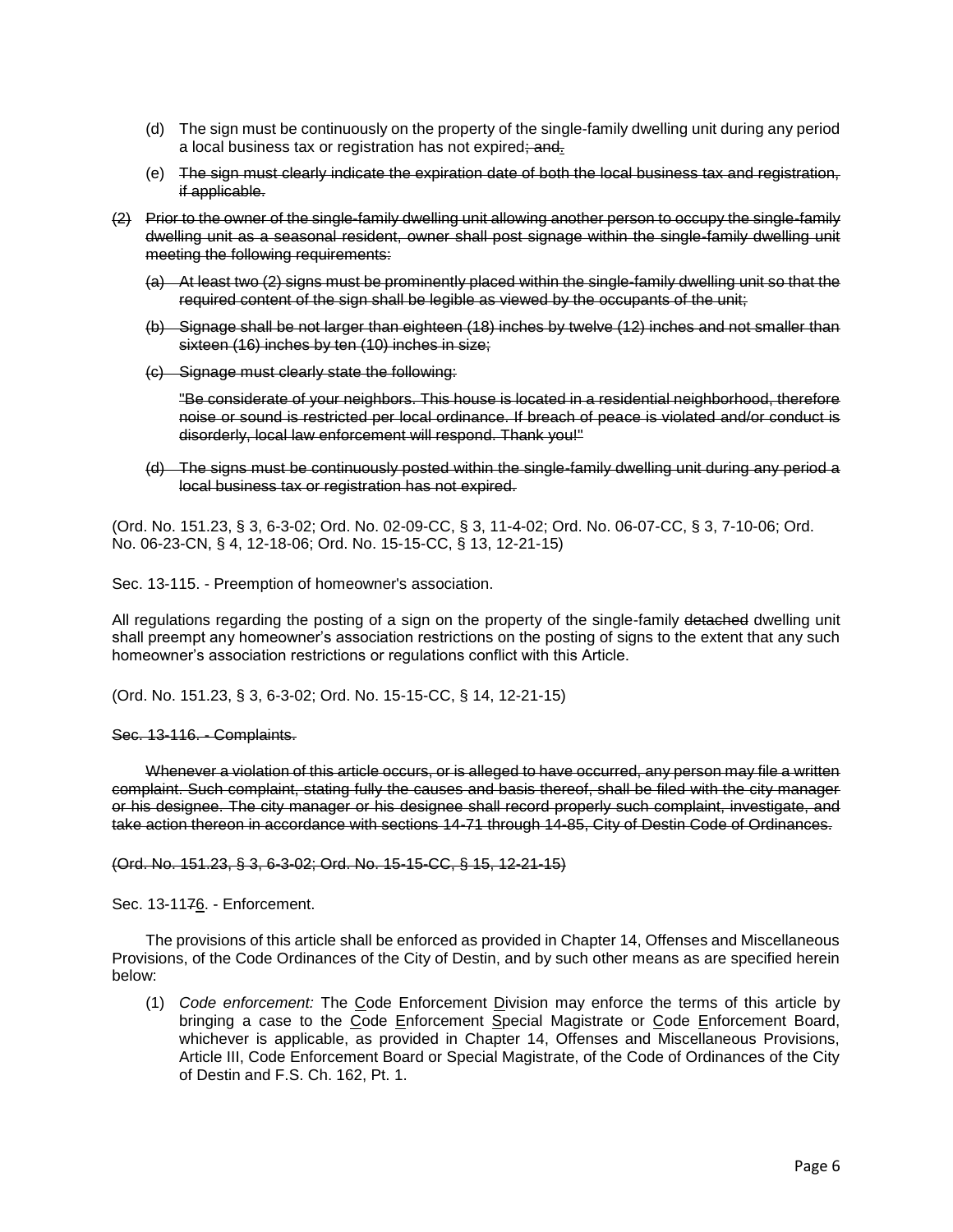(d) The sign must be continuously on the property of the single-family dwelling unit during any period a local business tax or registration has not expired~~; and~~.

(e) ~~The sign must clearly indicate the expiration date of both the local business tax and registration, if applicable.~~

~~(2) Prior to the owner of the single-family dwelling unit allowing another person to occupy the single-family dwelling unit as a seasonal resident, owner shall post signage within the single-family dwelling unit meeting the following requirements:~~

~~(a) At least two (2) signs must be prominently placed within the single-family dwelling unit so that the required content of the sign shall be legible as viewed by the occupants of the unit;~~

~~(b) Signage shall be not larger than eighteen (18) inches by twelve (12) inches and not smaller than sixteen (16) inches by ten (10) inches in size;~~

~~(c) Signage must clearly state the following:~~

~~"Be considerate of your neighbors. This house is located in a residential neighborhood, therefore noise or sound is restricted per local ordinance. If breach of peace is violated and/or conduct is disorderly, local law enforcement will respond. Thank you!"~~

~~(d) The signs must be continuously posted within the single-family dwelling unit during any period a local business tax or registration has not expired.~~

(Ord. No. 151.23, § 3, 6-3-02; Ord. No. 02-09-CC, § 3, 11-4-02; Ord. No. 06-07-CC, § 3, 7-10-06; Ord. No. 06-23-CN, § 4, 12-18-06; Ord. No. 15-15-CC, § 13, 12-21-15)

Sec. 13-115. - Preemption of homeowner's association.

All regulations regarding the posting of a sign on the property of the single-family ~~detached~~ dwelling unit shall preempt any homeowner's association restrictions on the posting of signs to the extent that any such homeowner's association restrictions or regulations conflict with this Article.

(Ord. No. 151.23, § 3, 6-3-02; Ord. No. 15-15-CC, § 14, 12-21-15)

~~Sec. 13-116. - Complaints.~~

~~Whenever a violation of this article occurs, or is alleged to have occurred, any person may file a written complaint. Such complaint, stating fully the causes and basis thereof, shall be filed with the city manager or his designee. The city manager or his designee shall record properly such complaint, investigate, and take action thereon in accordance with sections 14-71 through 14-85, City of Destin Code of Ordinances.~~

~~(Ord. No. 151.23, § 3, 6-3-02; Ord. No. 15-15-CC, § 15, 12-21-15)~~

Sec. 13-11~~7~~6. - Enforcement.

The provisions of this article shall be enforced as provided in Chapter 14, Offenses and Miscellaneous Provisions, of the Code Ordinances of the City of Destin, and by such other means as are specified herein below:

(1) *Code enforcement:* The Code Enforcement Division may enforce the terms of this article by bringing a case to the Code Enforcement Special Magistrate or Code Enforcement Board, whichever is applicable, as provided in Chapter 14, Offenses and Miscellaneous Provisions, Article III, Code Enforcement Board or Special Magistrate, of the Code of Ordinances of the City of Destin and F.S. Ch. 162, Pt. 1.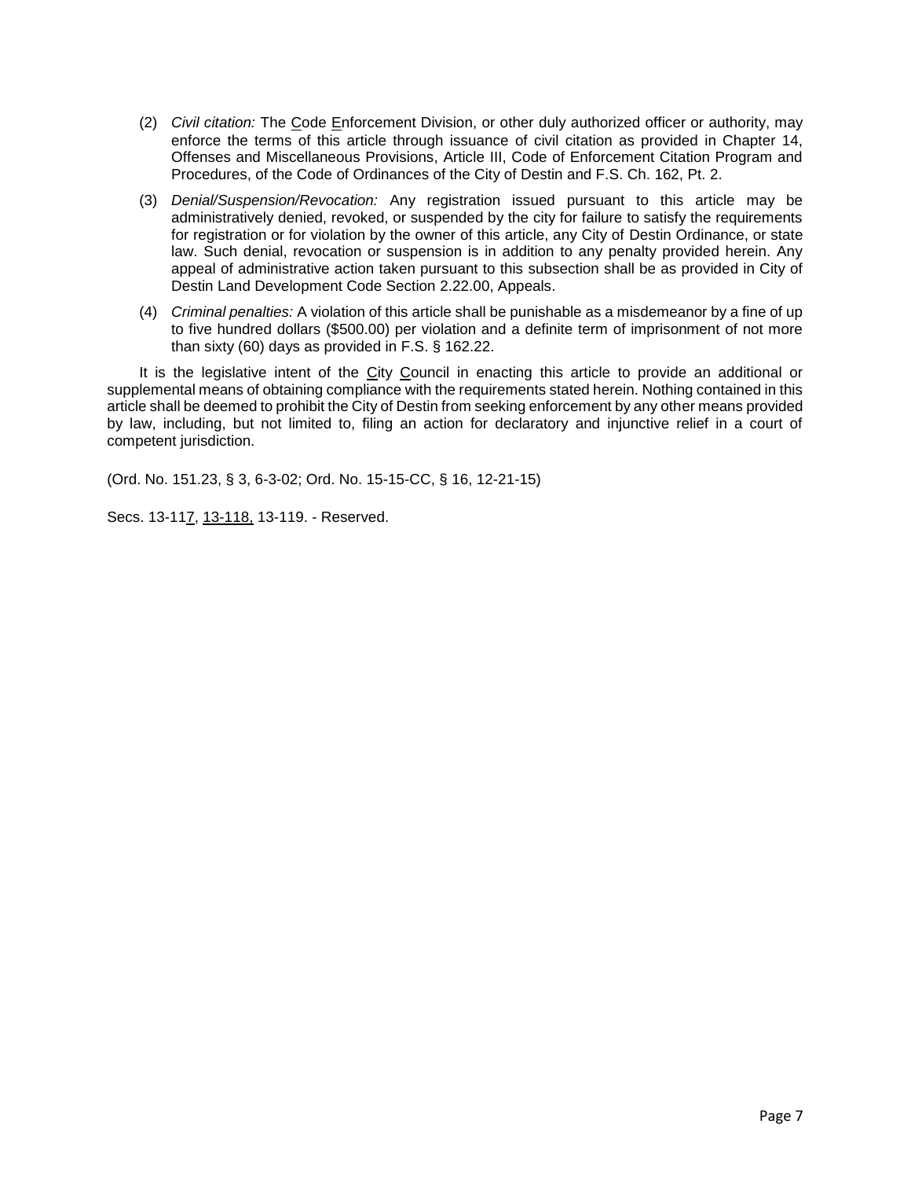(2) *Civil citation:* The Code Enforcement Division, or other duly authorized officer or authority, may enforce the terms of this article through issuance of civil citation as provided in Chapter 14, Offenses and Miscellaneous Provisions, Article III, Code of Enforcement Citation Program and Procedures, of the Code of Ordinances of the City of Destin and F.S. Ch. 162, Pt. 2.

(3) *Denial/Suspension/Revocation:* Any registration issued pursuant to this article may be administratively denied, revoked, or suspended by the city for failure to satisfy the requirements for registration or for violation by the owner of this article, any City of Destin Ordinance, or state law. Such denial, revocation or suspension is in addition to any penalty provided herein. Any appeal of administrative action taken pursuant to this subsection shall be as provided in City of Destin Land Development Code Section 2.22.00, Appeals.

(4) *Criminal penalties:* A violation of this article shall be punishable as a misdemeanor by a fine of up to five hundred dollars ($500.00) per violation and a definite term of imprisonment of not more than sixty (60) days as provided in F.S. § 162.22.

It is the legislative intent of the City Council in enacting this article to provide an additional or supplemental means of obtaining compliance with the requirements stated herein. Nothing contained in this article shall be deemed to prohibit the City of Destin from seeking enforcement by any other means provided by law, including, but not limited to, filing an action for declaratory and injunctive relief in a court of competent jurisdiction.

(Ord. No. 151.23, § 3, 6-3-02; Ord. No. 15-15-CC, § 16, 12-21-15)

Secs. 13-117, 13-118, 13-119. - Reserved.